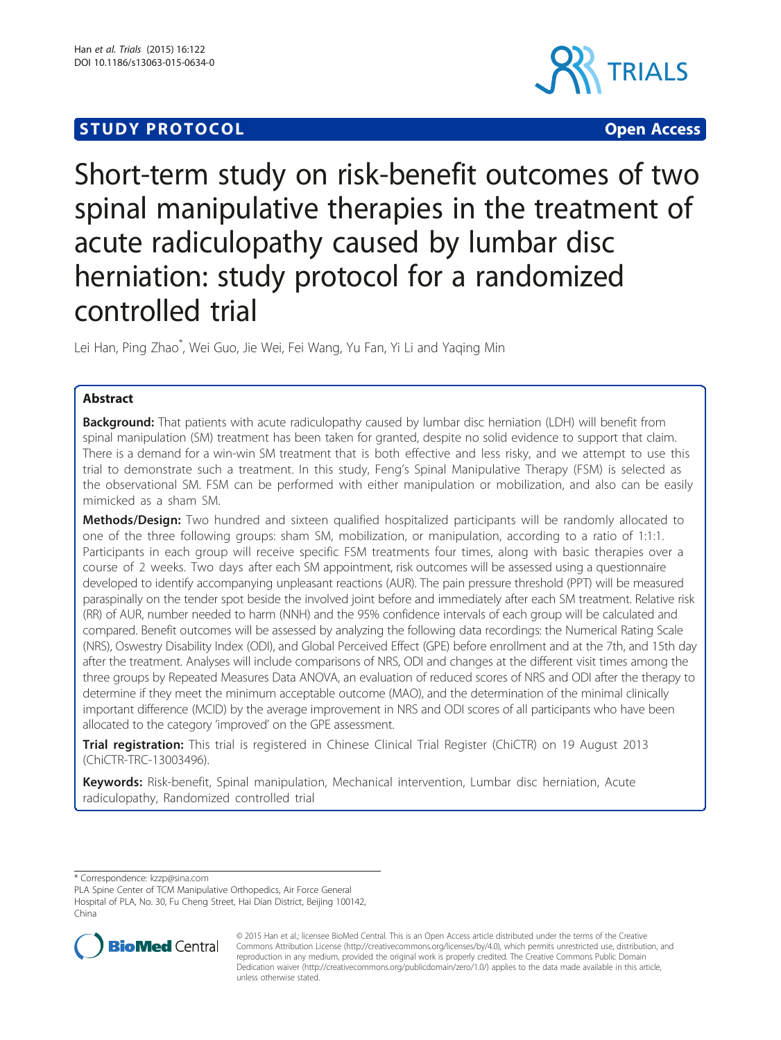**STUDY PROTOCOL** **Open Access**

# Short-term study on risk-benefit outcomes of two spinal manipulative therapies in the treatment of acute radiculopathy caused by lumbar disc herniation: study protocol for a randomized controlled trial

Lei Han, Ping Zhao*, Wei Guo, Jie Wei, Fei Wang, Yu Fan, Yi Li and Yaqing Min

## Abstract

**Background:** That patients with acute radiculopathy caused by lumbar disc herniation (LDH) will benefit from spinal manipulation (SM) treatment has been taken for granted, despite no solid evidence to support that claim. There is a demand for a win-win SM treatment that is both effective and less risky, and we attempt to use this trial to demonstrate such a treatment. In this study, Feng's Spinal Manipulative Therapy (FSM) is selected as the observational SM. FSM can be performed with either manipulation or mobilization, and also can be easily mimicked as a sham SM.

**Methods/Design:** Two hundred and sixteen qualified hospitalized participants will be randomly allocated to one of the three following groups: sham SM, mobilization, or manipulation, according to a ratio of 1:1:1. Participants in each group will receive specific FSM treatments four times, along with basic therapies over a course of 2 weeks. Two days after each SM appointment, risk outcomes will be assessed using a questionnaire developed to identify accompanying unpleasant reactions (AUR). The pain pressure threshold (PPT) will be measured paraspinally on the tender spot beside the involved joint before and immediately after each SM treatment. Relative risk (RR) of AUR, number needed to harm (NNH) and the 95% confidence intervals of each group will be calculated and compared. Benefit outcomes will be assessed by analyzing the following data recordings: the Numerical Rating Scale (NRS), Oswestry Disability Index (ODI), and Global Perceived Effect (GPE) before enrollment and at the 7th, and 15th day after the treatment. Analyses will include comparisons of NRS, ODI and changes at the different visit times among the three groups by Repeated Measures Data ANOVA, an evaluation of reduced scores of NRS and ODI after the therapy to determine if they meet the minimum acceptable outcome (MAO), and the determination of the minimal clinically important difference (MCID) by the average improvement in NRS and ODI scores of all participants who have been allocated to the category 'improved' on the GPE assessment.

**Trial registration:** This trial is registered in Chinese Clinical Trial Register (ChiCTR) on 19 August 2013 (ChiCTR-TRC-13003496).

**Keywords:** Risk-benefit, Spinal manipulation, Mechanical intervention, Lumbar disc herniation, Acute radiculopathy, Randomized controlled trial

---

\* Correspondence: kzzp@sina.com
PLA Spine Center of TCM Manipulative Orthopedics, Air Force General Hospital of PLA, No. 30, Fu Cheng Street, Hai Dian District, Beijing 100142, China

© 2015 Han et al.; licensee BioMed Central. This is an Open Access article distributed under the terms of the Creative Commons Attribution License (http://creativecommons.org/licenses/by/4.0), which permits unrestricted use, distribution, and reproduction in any medium, provided the original work is properly credited. The Creative Commons Public Domain Dedication waiver (http://creativecommons.org/publicdomain/zero/1.0/) applies to the data made available in this article, unless otherwise stated.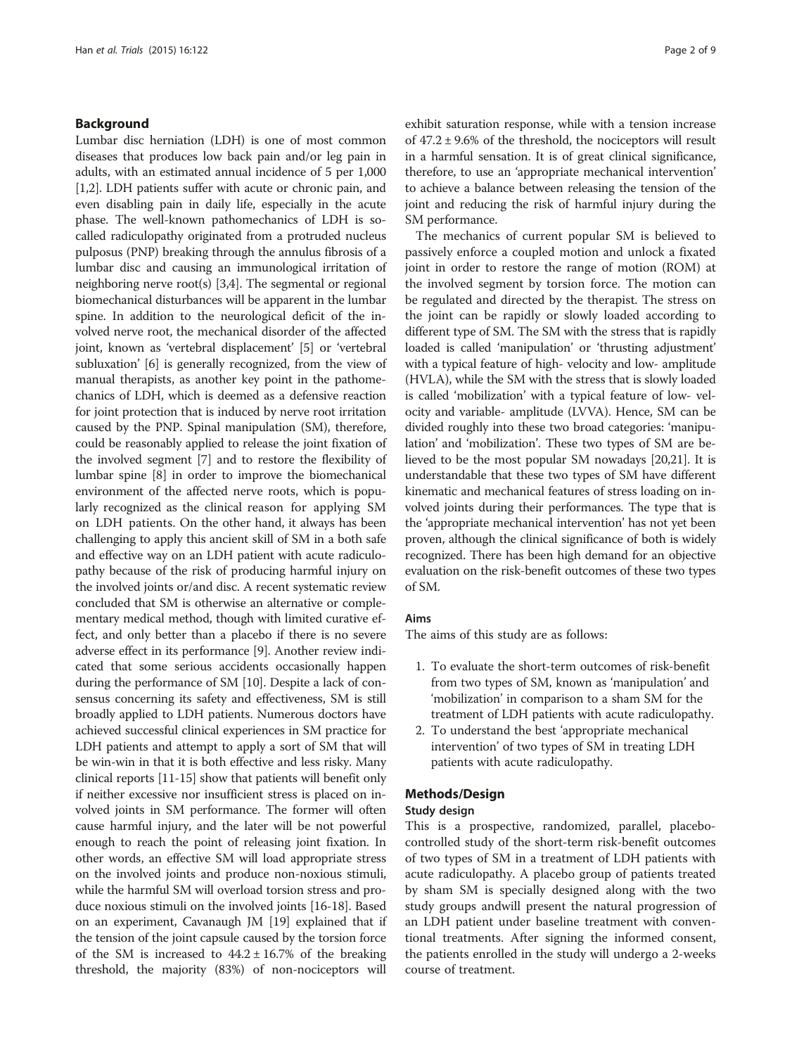## Background

Lumbar disc herniation (LDH) is one of most common diseases that produces low back pain and/or leg pain in adults, with an estimated annual incidence of 5 per 1,000 [1,2]. LDH patients suffer with acute or chronic pain, and even disabling pain in daily life, especially in the acute phase. The well-known pathomechanics of LDH is so-called radiculopathy originated from a protruded nucleus pulposus (PNP) breaking through the annulus fibrosis of a lumbar disc and causing an immunological irritation of neighboring nerve root(s) [3,4]. The segmental or regional biomechanical disturbances will be apparent in the lumbar spine. In addition to the neurological deficit of the involved nerve root, the mechanical disorder of the affected joint, known as 'vertebral displacement' [5] or 'vertebral subluxation' [6] is generally recognized, from the view of manual therapists, as another key point in the pathomechanics of LDH, which is deemed as a defensive reaction for joint protection that is induced by nerve root irritation caused by the PNP. Spinal manipulation (SM), therefore, could be reasonably applied to release the joint fixation of the involved segment [7] and to restore the flexibility of lumbar spine [8] in order to improve the biomechanical environment of the affected nerve roots, which is popularly recognized as the clinical reason for applying SM on LDH patients. On the other hand, it always has been challenging to apply this ancient skill of SM in a both safe and effective way on an LDH patient with acute radiculopathy because of the risk of producing harmful injury on the involved joints or/and disc. A recent systematic review concluded that SM is otherwise an alternative or complementary medical method, though with limited curative effect, and only better than a placebo if there is no severe adverse effect in its performance [9]. Another review indicated that some serious accidents occasionally happen during the performance of SM [10]. Despite a lack of consensus concerning its safety and effectiveness, SM is still broadly applied to LDH patients. Numerous doctors have achieved successful clinical experiences in SM practice for LDH patients and attempt to apply a sort of SM that will be win-win in that it is both effective and less risky. Many clinical reports [11-15] show that patients will benefit only if neither excessive nor insufficient stress is placed on involved joints in SM performance. The former will often cause harmful injury, and the later will be not powerful enough to reach the point of releasing joint fixation. In other words, an effective SM will load appropriate stress on the involved joints and produce non-noxious stimuli, while the harmful SM will overload torsion stress and produce noxious stimuli on the involved joints [16-18]. Based on an experiment, Cavanaugh JM [19] explained that if the tension of the joint capsule caused by the torsion force of the SM is increased to $44.2 \pm 16.7\%$ of the breaking threshold, the majority (83%) of non-nociceptors will exhibit saturation response, while with a tension increase of $47.2 \pm 9.6\%$ of the threshold, the nociceptors will result in a harmful sensation. It is of great clinical significance, therefore, to use an 'appropriate mechanical intervention' to achieve a balance between releasing the tension of the joint and reducing the risk of harmful injury during the SM performance.

The mechanics of current popular SM is believed to passively enforce a coupled motion and unlock a fixated joint in order to restore the range of motion (ROM) at the involved segment by torsion force. The motion can be regulated and directed by the therapist. The stress on the joint can be rapidly or slowly loaded according to different type of SM. The SM with the stress that is rapidly loaded is called 'manipulation' or 'thrusting adjustment' with a typical feature of high- velocity and low- amplitude (HVLA), while the SM with the stress that is slowly loaded is called 'mobilization' with a typical feature of low- velocity and variable- amplitude (LVVA). Hence, SM can be divided roughly into these two broad categories: 'manipulation' and 'mobilization'. These two types of SM are believed to be the most popular SM nowadays [20,21]. It is understandable that these two types of SM have different kinematic and mechanical features of stress loading on involved joints during their performances. The type that is the 'appropriate mechanical intervention' has not yet been proven, although the clinical significance of both is widely recognized. There has been high demand for an objective evaluation on the risk-benefit outcomes of these two types of SM.

### Aims

The aims of this study are as follows:

1. To evaluate the short-term outcomes of risk-benefit from two types of SM, known as 'manipulation' and 'mobilization' in comparison to a sham SM for the treatment of LDH patients with acute radiculopathy.
2. To understand the best 'appropriate mechanical intervention' of two types of SM in treating LDH patients with acute radiculopathy.

## Methods/Design

### Study design

This is a prospective, randomized, parallel, placebo-controlled study of the short-term risk-benefit outcomes of two types of SM in a treatment of LDH patients with acute radiculopathy. A placebo group of patients treated by sham SM is specially designed along with the two study groups andwill present the natural progression of an LDH patient under baseline treatment with conventional treatments. After signing the informed consent, the patients enrolled in the study will undergo a 2-weeks course of treatment.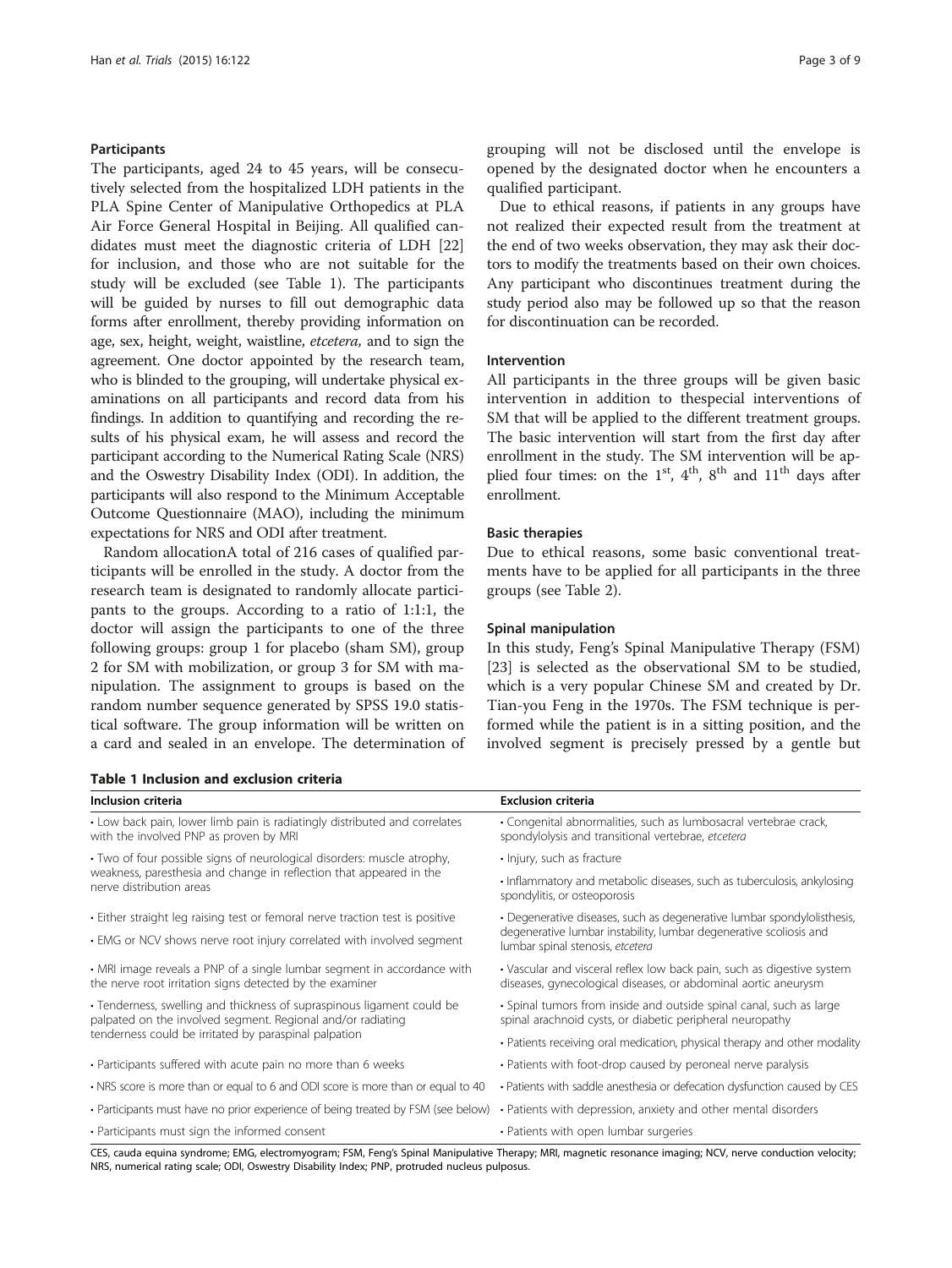## Participants

The participants, aged 24 to 45 years, will be consecutively selected from the hospitalized LDH patients in the PLA Spine Center of Manipulative Orthopedics at PLA Air Force General Hospital in Beijing. All qualified candidates must meet the diagnostic criteria of LDH [22] for inclusion, and those who are not suitable for the study will be excluded (see Table 1). The participants will be guided by nurses to fill out demographic data forms after enrollment, thereby providing information on age, sex, height, weight, waistline, *etcetera,* and to sign the agreement. One doctor appointed by the research team, who is blinded to the grouping, will undertake physical examinations on all participants and record data from his findings. In addition to quantifying and recording the results of his physical exam, he will assess and record the participant according to the Numerical Rating Scale (NRS) and the Oswestry Disability Index (ODI). In addition, the participants will also respond to the Minimum Acceptable Outcome Questionnaire (MAO), including the minimum expectations for NRS and ODI after treatment.

Random allocationA total of 216 cases of qualified participants will be enrolled in the study. A doctor from the research team is designated to randomly allocate participants to the groups. According to a ratio of 1:1:1, the doctor will assign the participants to one of the three following groups: group 1 for placebo (sham SM), group 2 for SM with mobilization, or group 3 for SM with manipulation. The assignment to groups is based on the random number sequence generated by SPSS 19.0 statistical software. The group information will be written on a card and sealed in an envelope. The determination of grouping will not be disclosed until the envelope is opened by the designated doctor when he encounters a qualified participant.

Due to ethical reasons, if patients in any groups have not realized their expected result from the treatment at the end of two weeks observation, they may ask their doctors to modify the treatments based on their own choices. Any participant who discontinues treatment during the study period also may be followed up so that the reason for discontinuation can be recorded.

## Intervention

All participants in the three groups will be given basic intervention in addition to thespecial interventions of SM that will be applied to the different treatment groups. The basic intervention will start from the first day after enrollment in the study. The SM intervention will be applied four times: on the 1st, 4th, 8th and 11th days after enrollment.

## Basic therapies

Due to ethical reasons, some basic conventional treatments have to be applied for all participants in the three groups (see Table 2).

## Spinal manipulation

In this study, Feng's Spinal Manipulative Therapy (FSM) [23] is selected as the observational SM to be studied, which is a very popular Chinese SM and created by Dr. Tian-you Feng in the 1970s. The FSM technique is performed while the patient is in a sitting position, and the involved segment is precisely pressed by a gentle but

**Table 1 Inclusion and exclusion criteria**

| Inclusion criteria | Exclusion criteria |
|---|---|
| • Low back pain, lower limb pain is radiatingly distributed and correlates with the involved PNP as proven by MRI | • Congenital abnormalities, such as lumbosacral vertebrae crack, spondylolysis and transitional vertebrae, *etcetera* |
| • Two of four possible signs of neurological disorders: muscle atrophy, weakness, paresthesia and change in reflection that appeared in the nerve distribution areas | • Injury, such as fracture |
| | • Inflammatory and metabolic diseases, such as tuberculosis, ankylosing spondylitis, or osteoporosis |
| • Either straight leg raising test or femoral nerve traction test is positive | • Degenerative diseases, such as degenerative lumbar spondylolisthesis, degenerative lumbar instability, lumbar degenerative scoliosis and lumbar spinal stenosis, *etcetera* |
| • EMG or NCV shows nerve root injury correlated with involved segment | |
| • MRI image reveals a PNP of a single lumbar segment in accordance with the nerve root irritation signs detected by the examiner | • Vascular and visceral reflex low back pain, such as digestive system diseases, gynecological diseases, or abdominal aortic aneurysm |
| • Tenderness, swelling and thickness of supraspinous ligament could be palpated on the involved segment. Regional and/or radiating tenderness could be irritated by paraspinal palpation | • Spinal tumors from inside and outside spinal canal, such as large spinal arachnoid cysts, or diabetic peripheral neuropathy |
| | • Patients receiving oral medication, physical therapy and other modality |
| • Participants suffered with acute pain no more than 6 weeks | • Patients with foot-drop caused by peroneal nerve paralysis |
| • NRS score is more than or equal to 6 and ODI score is more than or equal to 40 | • Patients with saddle anesthesia or defecation dysfunction caused by CES |
| • Participants must have no prior experience of being treated by FSM (see below) | • Patients with depression, anxiety and other mental disorders |
| • Participants must sign the informed consent | • Patients with open lumbar surgeries |

CES, cauda equina syndrome; EMG, electromyogram; FSM, Feng's Spinal Manipulative Therapy; MRI, magnetic resonance imaging; NCV, nerve conduction velocity; NRS, numerical rating scale; ODI, Oswestry Disability Index; PNP, protruded nucleus pulposus.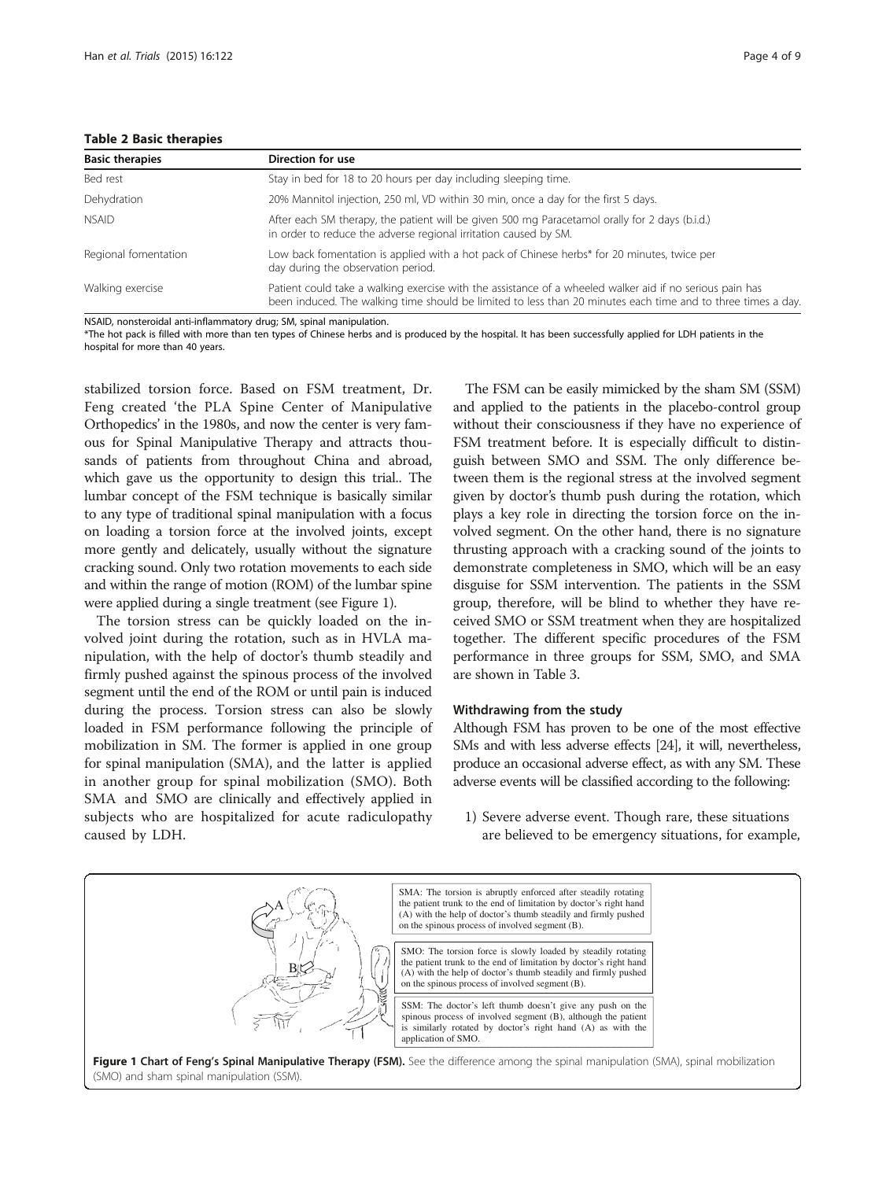**Table 2 Basic therapies**

| Basic therapies | Direction for use |
|---|---|
| Bed rest | Stay in bed for 18 to 20 hours per day including sleeping time. |
| Dehydration | 20% Mannitol injection, 250 ml, VD within 30 min, once a day for the first 5 days. |
| NSAID | After each SM therapy, the patient will be given 500 mg Paracetamol orally for 2 days (b.i.d.) in order to reduce the adverse regional irritation caused by SM. |
| Regional fomentation | Low back fomentation is applied with a hot pack of Chinese herbs* for 20 minutes, twice per day during the observation period. |
| Walking exercise | Patient could take a walking exercise with the assistance of a wheeled walker aid if no serious pain has been induced. The walking time should be limited to less than 20 minutes each time and to three times a day. |

NSAID, nonsteroidal anti-inflammatory drug; SM, spinal manipulation.
*The hot pack is filled with more than ten types of Chinese herbs and is produced by the hospital. It has been successfully applied for LDH patients in the hospital for more than 40 years.

stabilized torsion force. Based on FSM treatment, Dr. Feng created 'the PLA Spine Center of Manipulative Orthopedics' in the 1980s, and now the center is very famous for Spinal Manipulative Therapy and attracts thousands of patients from throughout China and abroad, which gave us the opportunity to design this trial.. The lumbar concept of the FSM technique is basically similar to any type of traditional spinal manipulation with a focus on loading a torsion force at the involved joints, except more gently and delicately, usually without the signature cracking sound. Only two rotation movements to each side and within the range of motion (ROM) of the lumbar spine were applied during a single treatment (see Figure 1).

The torsion stress can be quickly loaded on the involved joint during the rotation, such as in HVLA manipulation, with the help of doctor's thumb steadily and firmly pushed against the spinous process of the involved segment until the end of the ROM or until pain is induced during the process. Torsion stress can also be slowly loaded in FSM performance following the principle of mobilization in SM. The former is applied in one group for spinal manipulation (SMA), and the latter is applied in another group for spinal mobilization (SMO). Both SMA and SMO are clinically and effectively applied in subjects who are hospitalized for acute radiculopathy caused by LDH.

The FSM can be easily mimicked by the sham SM (SSM) and applied to the patients in the placebo-control group without their consciousness if they have no experience of FSM treatment before. It is especially difficult to distinguish between SMO and SSM. The only difference between them is the regional stress at the involved segment given by doctor's thumb push during the rotation, which plays a key role in directing the torsion force on the involved segment. On the other hand, there is no signature thrusting approach with a cracking sound of the joints to demonstrate completeness in SMO, which will be an easy disguise for SSM intervention. The patients in the SSM group, therefore, will be blind to whether they have received SMO or SSM treatment when they are hospitalized together. The different specific procedures of the FSM performance in three groups for SSM, SMO, and SMA are shown in Table 3.

### Withdrawing from the study

Although FSM has proven to be one of the most effective SMs and with less adverse effects [24], it will, nevertheless, produce an occasional adverse effect, as with any SM. These adverse events will be classified according to the following:

1) Severe adverse event. Though rare, these situations are believed to be emergency situations, for example,

SMA: The torsion is abruptly enforced after steadily rotating the patient trunk to the end of limitation by doctor's right hand (A) with the help of doctor's thumb steadily and firmly pushed on the spinous process of involved segment (B).

SMO: The torsion force is slowly loaded by steadily rotating the patient trunk to the end of limitation by doctor's right hand (A) with the help of doctor's thumb steadily and firmly pushed on the spinous process of involved segment (B).

SSM: The doctor's left thumb doesn't give any push on the spinous process of involved segment (B), although the patient is similarly rotated by doctor's right hand (A) as with the application of SMO.

**Figure 1 Chart of Feng's Spinal Manipulative Therapy (FSM).** See the difference among the spinal manipulation (SMA), spinal mobilization (SMO) and sham spinal manipulation (SSM).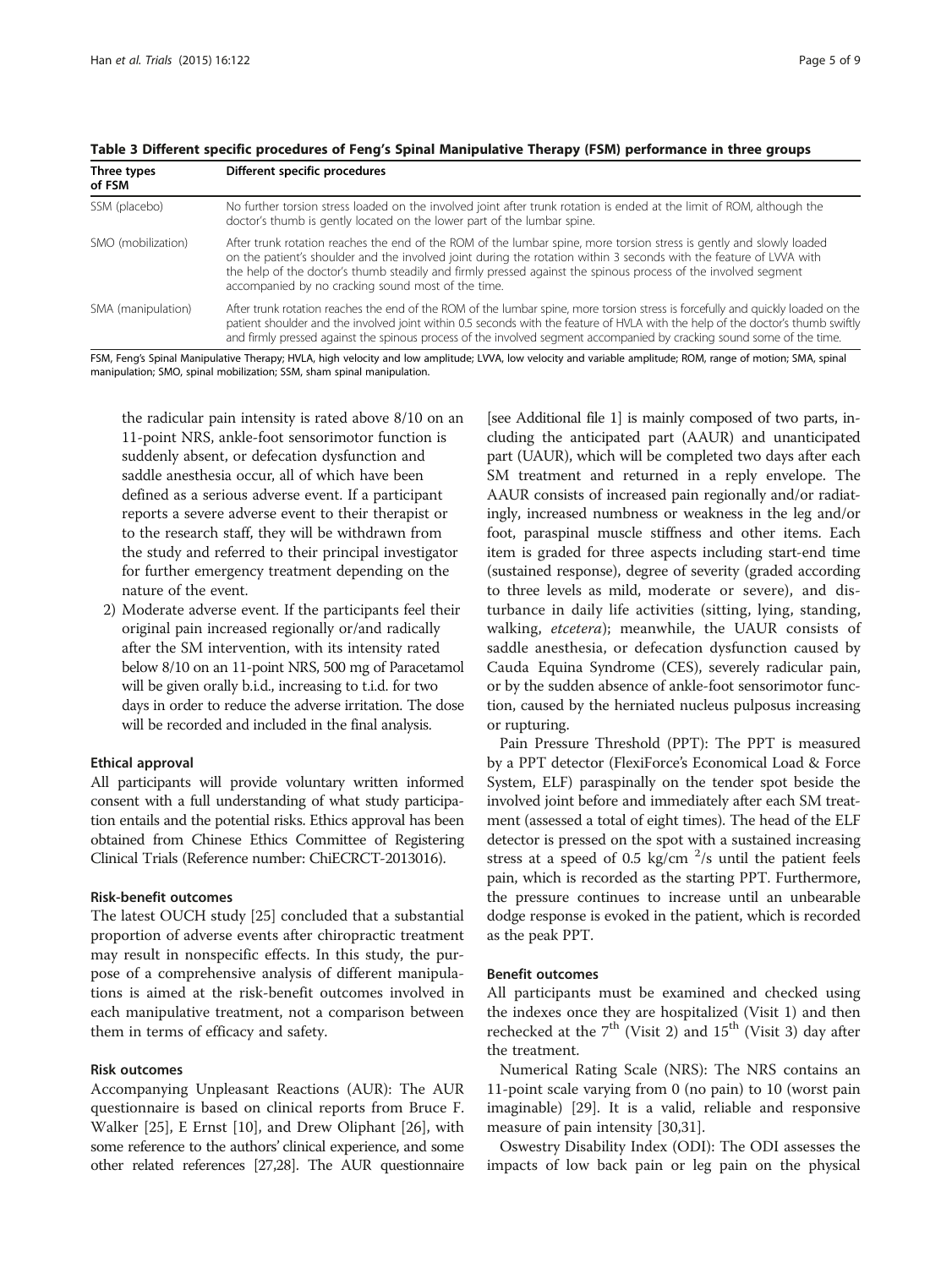**Table 3 Different specific procedures of Feng's Spinal Manipulative Therapy (FSM) performance in three groups**

| Three types of FSM | Different specific procedures |
| --- | --- |
| SSM (placebo) | No further torsion stress loaded on the involved joint after trunk rotation is ended at the limit of ROM, although the doctor's thumb is gently located on the lower part of the lumbar spine. |
| SMO (mobilization) | After trunk rotation reaches the end of the ROM of the lumbar spine, more torsion stress is gently and slowly loaded on the patient's shoulder and the involved joint during the rotation within 3 seconds with the feature of LVVA with the help of the doctor's thumb steadily and firmly pressed against the spinous process of the involved segment accompanied by no cracking sound most of the time. |
| SMA (manipulation) | After trunk rotation reaches the end of the ROM of the lumbar spine, more torsion stress is forcefully and quickly loaded on the patient shoulder and the involved joint within 0.5 seconds with the feature of HVLA with the help of the doctor's thumb swiftly and firmly pressed against the spinous process of the involved segment accompanied by cracking sound some of the time. |

FSM, Feng's Spinal Manipulative Therapy; HVLA, high velocity and low amplitude; LVVA, low velocity and variable amplitude; ROM, range of motion; SMA, spinal manipulation; SMO, spinal mobilization; SSM, sham spinal manipulation.

the radicular pain intensity is rated above 8/10 on an 11-point NRS, ankle-foot sensorimotor function is suddenly absent, or defecation dysfunction and saddle anesthesia occur, all of which have been defined as a serious adverse event. If a participant reports a severe adverse event to their therapist or to the research staff, they will be withdrawn from the study and referred to their principal investigator for further emergency treatment depending on the nature of the event.

2) Moderate adverse event. If the participants feel their original pain increased regionally or/and radically after the SM intervention, with its intensity rated below 8/10 on an 11-point NRS, 500 mg of Paracetamol will be given orally b.i.d., increasing to t.i.d. for two days in order to reduce the adverse irritation. The dose will be recorded and included in the final analysis.

#### Ethical approval

All participants will provide voluntary written informed consent with a full understanding of what study participation entails and the potential risks. Ethics approval has been obtained from Chinese Ethics Committee of Registering Clinical Trials (Reference number: ChiECRCT-2013016).

#### Risk-benefit outcomes

The latest OUCH study [25] concluded that a substantial proportion of adverse events after chiropractic treatment may result in nonspecific effects. In this study, the purpose of a comprehensive analysis of different manipulations is aimed at the risk-benefit outcomes involved in each manipulative treatment, not a comparison between them in terms of efficacy and safety.

#### Risk outcomes

Accompanying Unpleasant Reactions (AUR): The AUR questionnaire is based on clinical reports from Bruce F. Walker [25], E Ernst [10], and Drew Oliphant [26], with some reference to the authors' clinical experience, and some other related references [27,28]. The AUR questionnaire [see Additional file 1] is mainly composed of two parts, including the anticipated part (AAUR) and unanticipated part (UAUR), which will be completed two days after each SM treatment and returned in a reply envelope. The AAUR consists of increased pain regionally and/or radiatingly, increased numbness or weakness in the leg and/or foot, paraspinal muscle stiffness and other items. Each item is graded for three aspects including start-end time (sustained response), degree of severity (graded according to three levels as mild, moderate or severe), and disturbance in daily life activities (sitting, lying, standing, walking, *etcetera*); meanwhile, the UAUR consists of saddle anesthesia, or defecation dysfunction caused by Cauda Equina Syndrome (CES), severely radicular pain, or by the sudden absence of ankle-foot sensorimotor function, caused by the herniated nucleus pulposus increasing or rupturing.

Pain Pressure Threshold (PPT): The PPT is measured by a PPT detector (FlexiForce's Economical Load & Force System, ELF) paraspinally on the tender spot beside the involved joint before and immediately after each SM treatment (assessed a total of eight times). The head of the ELF detector is pressed on the spot with a sustained increasing stress at a speed of 0.5 $kg/cm^2/s$ until the patient feels pain, which is recorded as the starting PPT. Furthermore, the pressure continues to increase until an unbearable dodge response is evoked in the patient, which is recorded as the peak PPT.

#### Benefit outcomes

All participants must be examined and checked using the indexes once they are hospitalized (Visit 1) and then rechecked at the 7$^{th}$ (Visit 2) and 15$^{th}$ (Visit 3) day after the treatment.

Numerical Rating Scale (NRS): The NRS contains an 11-point scale varying from 0 (no pain) to 10 (worst pain imaginable) [29]. It is a valid, reliable and responsive measure of pain intensity [30,31].

Oswestry Disability Index (ODI): The ODI assesses the impacts of low back pain or leg pain on the physical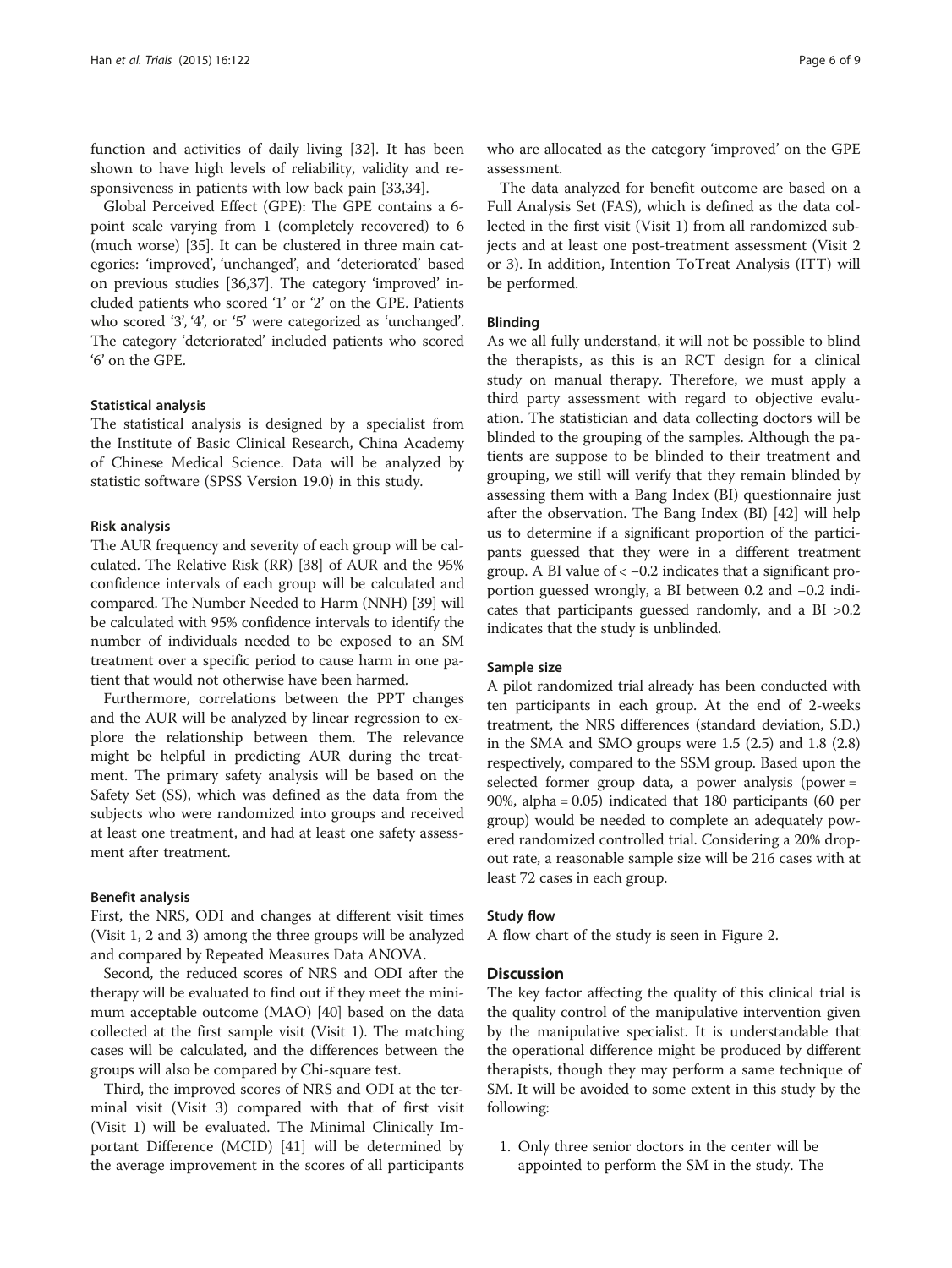function and activities of daily living [32]. It has been shown to have high levels of reliability, validity and responsiveness in patients with low back pain [33,34].

Global Perceived Effect (GPE): The GPE contains a 6-point scale varying from 1 (completely recovered) to 6 (much worse) [35]. It can be clustered in three main categories: 'improved', 'unchanged', and 'deteriorated' based on previous studies [36,37]. The category 'improved' included patients who scored '1' or '2' on the GPE. Patients who scored '3', '4', or '5' were categorized as 'unchanged'. The category 'deteriorated' included patients who scored '6' on the GPE.

#### Statistical analysis

The statistical analysis is designed by a specialist from the Institute of Basic Clinical Research, China Academy of Chinese Medical Science. Data will be analyzed by statistic software (SPSS Version 19.0) in this study.

#### Risk analysis

The AUR frequency and severity of each group will be calculated. The Relative Risk (RR) [38] of AUR and the 95% confidence intervals of each group will be calculated and compared. The Number Needed to Harm (NNH) [39] will be calculated with 95% confidence intervals to identify the number of individuals needed to be exposed to an SM treatment over a specific period to cause harm in one patient that would not otherwise have been harmed.

Furthermore, correlations between the PPT changes and the AUR will be analyzed by linear regression to explore the relationship between them. The relevance might be helpful in predicting AUR during the treatment. The primary safety analysis will be based on the Safety Set (SS), which was defined as the data from the subjects who were randomized into groups and received at least one treatment, and had at least one safety assessment after treatment.

#### Benefit analysis

First, the NRS, ODI and changes at different visit times (Visit 1, 2 and 3) among the three groups will be analyzed and compared by Repeated Measures Data ANOVA.

Second, the reduced scores of NRS and ODI after the therapy will be evaluated to find out if they meet the minimum acceptable outcome (MAO) [40] based on the data collected at the first sample visit (Visit 1). The matching cases will be calculated, and the differences between the groups will also be compared by Chi-square test.

Third, the improved scores of NRS and ODI at the terminal visit (Visit 3) compared with that of first visit (Visit 1) will be evaluated. The Minimal Clinically Important Difference (MCID) [41] will be determined by the average improvement in the scores of all participants who are allocated as the category 'improved' on the GPE assessment.

The data analyzed for benefit outcome are based on a Full Analysis Set (FAS), which is defined as the data collected in the first visit (Visit 1) from all randomized subjects and at least one post-treatment assessment (Visit 2 or 3). In addition, Intention ToTreat Analysis (ITT) will be performed.

#### Blinding

As we all fully understand, it will not be possible to blind the therapists, as this is an RCT design for a clinical study on manual therapy. Therefore, we must apply a third party assessment with regard to objective evaluation. The statistician and data collecting doctors will be blinded to the grouping of the samples. Although the patients are suppose to be blinded to their treatment and grouping, we still will verify that they remain blinded by assessing them with a Bang Index (BI) questionnaire just after the observation. The Bang Index (BI) [42] will help us to determine if a significant proportion of the participants guessed that they were in a different treatment group. A BI value of $< -0.2$ indicates that a significant proportion guessed wrongly, a BI between 0.2 and $-0.2$ indicates that participants guessed randomly, and a BI $>0.2$ indicates that the study is unblinded.

#### Sample size

A pilot randomized trial already has been conducted with ten participants in each group. At the end of 2-weeks treatment, the NRS differences (standard deviation, S.D.) in the SMA and SMO groups were 1.5 (2.5) and 1.8 (2.8) respectively, compared to the SSM group. Based upon the selected former group data, a power analysis (power = 90%, alpha = 0.05) indicated that 180 participants (60 per group) would be needed to complete an adequately powered randomized controlled trial. Considering a 20% dropout rate, a reasonable sample size will be 216 cases with at least 72 cases in each group.

#### Study flow

A flow chart of the study is seen in Figure 2.

## Discussion

The key factor affecting the quality of this clinical trial is the quality control of the manipulative intervention given by the manipulative specialist. It is understandable that the operational difference might be produced by different therapists, though they may perform a same technique of SM. It will be avoided to some extent in this study by the following:

1. Only three senior doctors in the center will be appointed to perform the SM in the study. The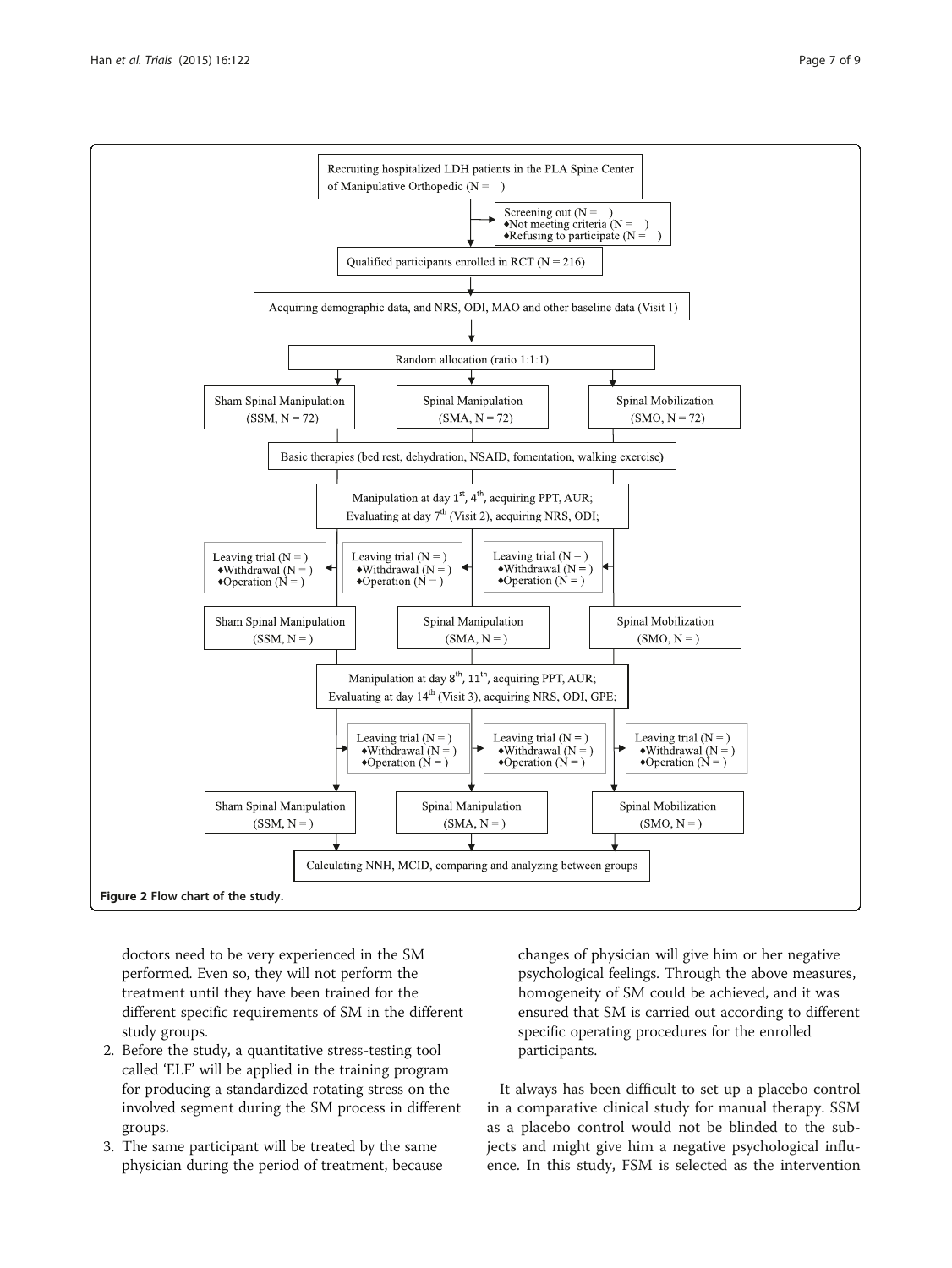Recruiting hospitalized LDH patients in the PLA Spine Center of Manipulative Orthopedic (N = )

Screening out (N = )
♦Not meeting criteria (N = )
♦Refusing to participate (N = )

Qualified participants enrolled in RCT (N = 216)

Acquiring demographic data, and NRS, ODI, MAO and other baseline data (Visit 1)

Random allocation (ratio 1:1:1)

| Sham Spinal Manipulation (SSM, N = 72) | Spinal Manipulation (SMA, N = 72) | Spinal Mobilization (SMO, N = 72) |
|---|---|---|

Basic therapies (bed rest, dehydration, NSAID, fomentation, walking exercise)

Manipulation at day 1[st], 4[th], acquiring PPT, AUR;
Evaluating at day 7[th] (Visit 2), acquiring NRS, ODI;

| Leaving trial (N = ) ♦Withdrawal (N = ) ♦Operation (N = ) | Leaving trial (N = ) ♦Withdrawal (N = ) ♦Operation (N = ) | Leaving trial (N = ) ♦Withdrawal (N = ) ♦Operation (N = ) |
|---|---|---|
| Sham Spinal Manipulation (SSM, N = ) | Spinal Manipulation (SMA, N = ) | Spinal Mobilization (SMO, N = ) |

Manipulation at day 8[th], 11[th], acquiring PPT, AUR;
Evaluating at day 14[th] (Visit 3), acquiring NRS, ODI, GPE;

| Leaving trial (N = ) ♦Withdrawal (N = ) ♦Operation (N = ) | Leaving trial (N = ) ♦Withdrawal (N = ) ♦Operation (N = ) | Leaving trial (N = ) ♦Withdrawal (N = ) ♦Operation (N = ) |
|---|---|---|
| Sham Spinal Manipulation (SSM, N = ) | Spinal Manipulation (SMA, N = ) | Spinal Mobilization (SMO, N = ) |

Calculating NNH, MCID, comparing and analyzing between groups

**Figure 2** Flow chart of the study.

doctors need to be very experienced in the SM performed. Even so, they will not perform the treatment until they have been trained for the different specific requirements of SM in the different study groups.

2. Before the study, a quantitative stress-testing tool called 'ELF' will be applied in the training program for producing a standardized rotating stress on the involved segment during the SM process in different groups.
3. The same participant will be treated by the same physician during the period of treatment, because changes of physician will give him or her negative psychological feelings. Through the above measures, homogeneity of SM could be achieved, and it was ensured that SM is carried out according to different specific operating procedures for the enrolled participants.

It always has been difficult to set up a placebo control in a comparative clinical study for manual therapy. SSM as a placebo control would not be blinded to the subjects and might give him a negative psychological influence. In this study, FSM is selected as the intervention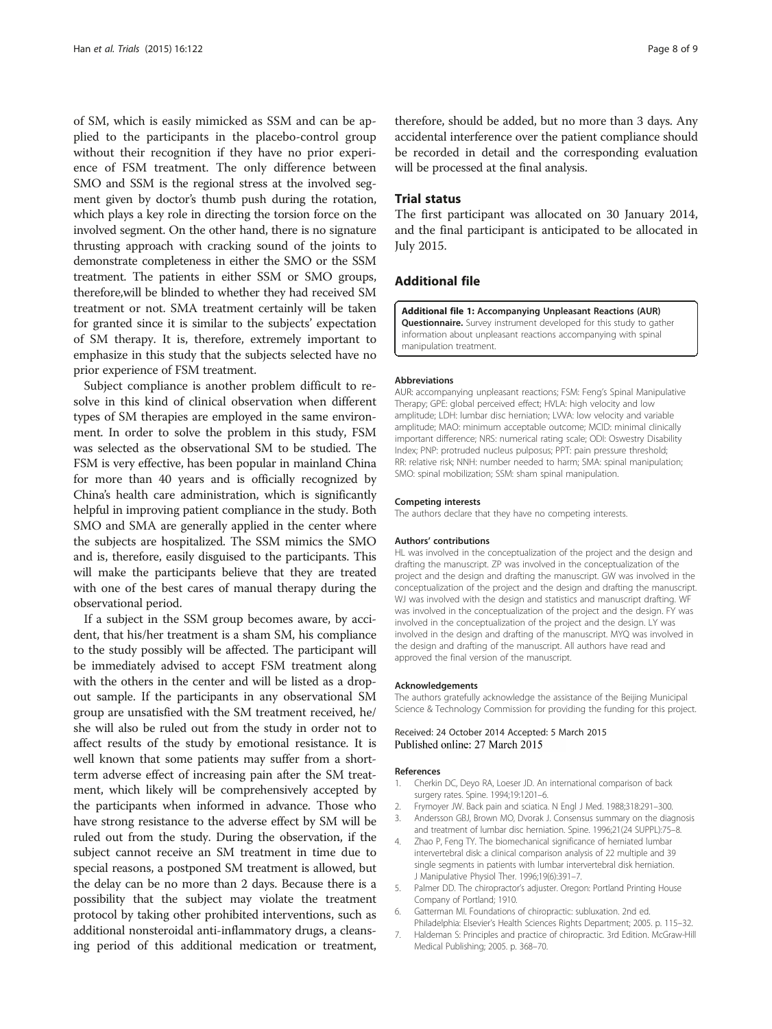of SM, which is easily mimicked as SSM and can be applied to the participants in the placebo-control group without their recognition if they have no prior experience of FSM treatment. The only difference between SMO and SSM is the regional stress at the involved segment given by doctor's thumb push during the rotation, which plays a key role in directing the torsion force on the involved segment. On the other hand, there is no signature thrusting approach with cracking sound of the joints to demonstrate completeness in either the SMO or the SSM treatment. The patients in either SSM or SMO groups, therefore,will be blinded to whether they had received SM treatment or not. SMA treatment certainly will be taken for granted since it is similar to the subjects' expectation of SM therapy. It is, therefore, extremely important to emphasize in this study that the subjects selected have no prior experience of FSM treatment.

Subject compliance is another problem difficult to resolve in this kind of clinical observation when different types of SM therapies are employed in the same environment. In order to solve the problem in this study, FSM was selected as the observational SM to be studied. The FSM is very effective, has been popular in mainland China for more than 40 years and is officially recognized by China's health care administration, which is significantly helpful in improving patient compliance in the study. Both SMO and SMA are generally applied in the center where the subjects are hospitalized. The SSM mimics the SMO and is, therefore, easily disguised to the participants. This will make the participants believe that they are treated with one of the best cares of manual therapy during the observational period.

If a subject in the SSM group becomes aware, by accident, that his/her treatment is a sham SM, his compliance to the study possibly will be affected. The participant will be immediately advised to accept FSM treatment along with the others in the center and will be listed as a dropout sample. If the participants in any observational SM group are unsatisfied with the SM treatment received, he/she will also be ruled out from the study in order not to affect results of the study by emotional resistance. It is well known that some patients may suffer from a short-term adverse effect of increasing pain after the SM treatment, which likely will be comprehensively accepted by the participants when informed in advance. Those who have strong resistance to the adverse effect by SM will be ruled out from the study. During the observation, if the subject cannot receive an SM treatment in time due to special reasons, a postponed SM treatment is allowed, but the delay can be no more than 2 days. Because there is a possibility that the subject may violate the treatment protocol by taking other prohibited interventions, such as additional nonsteroidal anti-inflammatory drugs, a cleansing period of this additional medication or treatment, therefore, should be added, but no more than 3 days. Any accidental interference over the patient compliance should be recorded in detail and the corresponding evaluation will be processed at the final analysis.

## Trial status

The first participant was allocated on 30 January 2014, and the final participant is anticipated to be allocated in July 2015.

## Additional file

**Additional file 1: Accompanying Unpleasant Reactions (AUR) Questionnaire.** Survey instrument developed for this study to gather information about unpleasant reactions accompanying with spinal manipulation treatment.

#### Abbreviations

AUR: accompanying unpleasant reactions; FSM: Feng's Spinal Manipulative Therapy; GPE: global perceived effect; HVLA: high velocity and low amplitude; LDH: lumbar disc herniation; LVVA: low velocity and variable amplitude; MAO: minimum acceptable outcome; MCID: minimal clinically important difference; NRS: numerical rating scale; ODI: Oswestry Disability Index; PNP: protruded nucleus pulposus; PPT: pain pressure threshold; RR: relative risk; NNH: number needed to harm; SMA: spinal manipulation; SMO: spinal mobilization; SSM: sham spinal manipulation.

#### Competing interests

The authors declare that they have no competing interests.

#### Authors' contributions

HL was involved in the conceptualization of the project and the design and drafting the manuscript. ZP was involved in the conceptualization of the project and the design and drafting the manuscript. GW was involved in the conceptualization of the project and the design and drafting the manuscript. WJ was involved with the design and statistics and manuscript drafting. WF was involved with the conceptualization of the project and the design. FY was involved in the conceptualization of the project and the design. LY was involved in the design and drafting of the manuscript. MYQ was involved in the design and drafting of the manuscript. All authors have read and approved the final version of the manuscript.

#### Acknowledgements

The authors gratefully acknowledge the assistance of the Beijing Municipal Science & Technology Commission for providing the funding for this project.

Received: 24 October 2014 Accepted: 5 March 2015
Published online: 27 March 2015

#### References

1. Cherkin DC, Deyo RA, Loeser JD. An international comparison of back surgery rates. Spine. 1994;19:1201–6.
2. Frymoyer JW. Back pain and sciatica. N Engl J Med. 1988;318:291–300.
3. Andersson GBJ, Brown MO, Dvorak J. Consensus summary on the diagnosis and treatment of lumbar disc herniation. Spine. 1996;21(24 SUPPL):75–8.
4. Zhao P, Feng TY. The biomechanical significance of herniated lumbar intervertebral disk: a clinical comparison analysis of 22 multiple and 39 single segments in patients with lumbar intervertebral disk herniation. J Manipulative Physiol Ther. 1996;19(6):391–7.
5. Palmer DD. The chiropractor's adjuster. Oregon: Portland Printing House Company of Portland; 1910.
6. Gatterman MI. Foundations of chiropractic: subluxation. 2nd ed. Philadelphia: Elsevier's Health Sciences Rights Department; 2005. p. 115–32.
7. Haldeman S: Principles and practice of chiropractic. 3rd Edition. McGraw-Hill Medical Publishing; 2005. p. 368–70.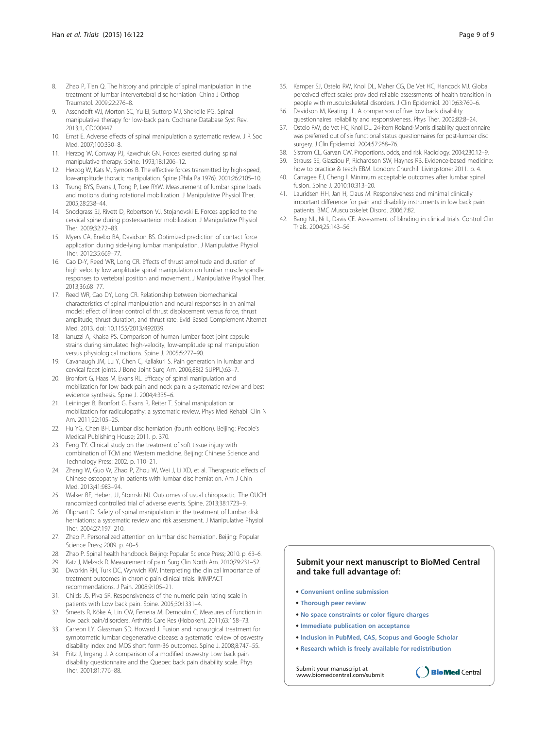8. Zhao P, Tian Q. The history and principle of spinal manipulation in the treatment of lumbar intervertebral disc herniation. China J Orthop Traumatol. 2009;22:276–8.
9. Assendelft WJ, Morton SC, Yu EI, Suttorp MJ, Shekelle PG. Spinal manipulative therapy for low-back pain. Cochrane Database Syst Rev. 2013;1, CD000447.
10. Ernst E. Adverse effects of spinal manipulation a systematic review. J R Soc Med. 2007;100:330–8.
11. Herzog W, Conway PJ, Kawchuk GN. Forces exerted during spinal manipulative therapy. Spine. 1993;18:1206–12.
12. Herzog W, Kats M, Symons B. The effective forces transmitted by high-speed, low-amplitude thoracic manipulation. Spine (Phila Pa 1976). 2001;26:2105–10.
13. Tsung BYS, Evans J, Tong P, Lee RYW. Measurement of lumbar spine loads and motions during rotational mobilization. J Manipulative Physiol Ther. 2005;28:238–44.
14. Snodgrass SJ, Rivett D, Robertson VJ, Stojanovski E. Forces applied to the cervical spine during posteroanterior mobilization. J Manipulative Physiol Ther. 2009;32:72–83.
15. Myers CA, Enebo BA, Davidson BS. Optimized prediction of contact force application during side-lying lumbar manipulation. J Manipulative Physiol Ther. 2012;35:669–77.
16. Cao D-Y, Reed WR, Long CR. Effects of thrust amplitude and duration of high velocity low amplitude spinal manipulation on lumbar muscle spindle responses to vertebral position and movement. J Manipulative Physiol Ther. 2013;36:68–77.
17. Reed WR, Cao DY, Long CR. Relationship between biomechanical characteristics of spinal manipulation and neural responses in an animal model: effect of linear control of thrust displacement versus force, thrust amplitude, thrust duration, and thrust rate. Evid Based Complement Alternat Med. 2013. doi: 10.1155/2013/492039.
18. Ianuzzi A, Khalsa PS. Comparison of human lumbar facet joint capsule strains during simulated high-velocity, low-amplitude spinal manipulation versus physiological motions. Spine J. 2005;5:277–90.
19. Cavanaugh JM, Lu Y, Chen C, Kallakuri S. Pain generation in lumbar and cervical facet joints. J Bone Joint Surg Am. 2006;88(2 SUPPL):63–7.
20. Bronfort G, Haas M, Evans RL. Efficacy of spinal manipulation and mobilization for low back pain and neck pain: a systematic review and best evidence synthesis. Spine J. 2004;4:335–6.
21. Leininger B, Bronfort G, Evans R, Reiter T. Spinal manipulation or mobilization for radiculopathy: a systematic review. Phys Med Rehabil Clin N Am. 2011;22:105–25.
22. Hu YG, Chen BH. Lumbar disc herniation (fourth edition). Beijing: People's Medical Publishing House; 2011. p. 370.
23. Feng TY. Clinical study on the treatment of soft tissue injury with combination of TCM and Western medicine. Beijing: Chinese Science and Technology Press; 2002. p. 110–21.
24. Zhang W, Guo W, Zhao P, Zhou W, Wei J, Li XD, et al. Therapeutic effects of Chinese osteopathy in patients with lumbar disc herniation. Am J Chin Med. 2013;41:983–94.
25. Walker BF, Hebert JJ, Stomski NJ. Outcomes of usual chiropractic. The OUCH randomized controlled trial of adverse events. Spine. 2013;38:1723–9.
26. Oliphant D. Safety of spinal manipulation in the treatment of lumbar disk herniations: a systematic review and risk assessment. J Manipulative Physiol Ther. 2004;27:197–210.
27. Zhao P. Personalized attention on lumbar disc herniation. Beijing: Popular Science Press; 2009. p. 40–5.
28. Zhao P. Spinal health handbook. Beijing: Popular Science Press; 2010. p. 63–6.
29. Katz J, Melzack R. Measurement of pain. Surg Clin North Am. 2010;79:231–52.
30. Dworkin RH, Turk DC, Wyrwich KW. Interpreting the clinical importance of treatment outcomes in chronic pain clinical trials: IMMPACT recommendations. J Pain. 2008;9:105–21.
31. Childs JS, Piva SR. Responsiveness of the numeric pain rating scale in patients with Low back pain. Spine. 2005;30:1331–4.
32. Smeets R, Köke A, Lin CW, Ferreira M, Demoulin C. Measures of function in low back pain/disorders. Arthritis Care Res (Hoboken). 2011;63:158–73.
33. Carreon LY, Glassman SD, Howard J. Fusion and nonsurgical treatment for symptomatic lumbar degenerative disease: a systematic review of oswestry disability index and MOS short form-36 outcomes. Spine J. 2008;8:747–55.
34. Fritz J, Irrgang J. A comparison of a modified oswestry Low back pain disability questionnaire and the Quebec back pain disability scale. Phys Ther. 2001;81:776–88.
35. Kamper SJ, Ostelo RW, Knol DL, Maher CG, De Vet HC, Hancock MJ. Global perceived effect scales provided reliable assessments of health transition in people with musculoskeletal disorders. J Clin Epidemiol. 2010;63:760–6.
36. Davidson M, Keating JL. A comparison of five low back disability questionnaires: reliability and responsiveness. Phys Ther. 2002;82:8–24.
37. Ostelo RW, de Vet HC, Knol DL. 24-item Roland-Morris disability questionnaire was preferred out of six functional status questionnaires for post-lumbar disc surgery. J Clin Epidemiol. 2004;57:268–76.
38. Sistrom CL, Garvan CW. Proportions, odds, and risk. Radiology. 2004;230:12–9.
39. Strauss SE, Glasziou P, Richardson SW, Haynes RB. Evidence-based medicine: how to practice & teach EBM. London: Churchill Livingstone; 2011. p. 4.
40. Carragee EJ, Cheng I. Minimum acceptable outcomes after lumbar spinal fusion. Spine J. 2010;10:313–20.
41. Lauridsen HH, Jan H, Claus M. Responsiveness and minimal clinically important difference for pain and disability instruments in low back pain patients. BMC Musculoskelet Disord. 2006;7:82.
42. Bang NL, Ni L, Davis CE. Assessment of blinding in clinical trials. Control Clin Trials. 2004;25:143–56.

**Submit your next manuscript to BioMed Central and take full advantage of:**

- **Convenient online submission**
- **Thorough peer review**
- **No space constraints or color figure charges**
- **Immediate publication on acceptance**
- **Inclusion in PubMed, CAS, Scopus and Google Scholar**
- **Research which is freely available for redistribution**

Submit your manuscript at
www.biomedcentral.com/submit

BioMed Central